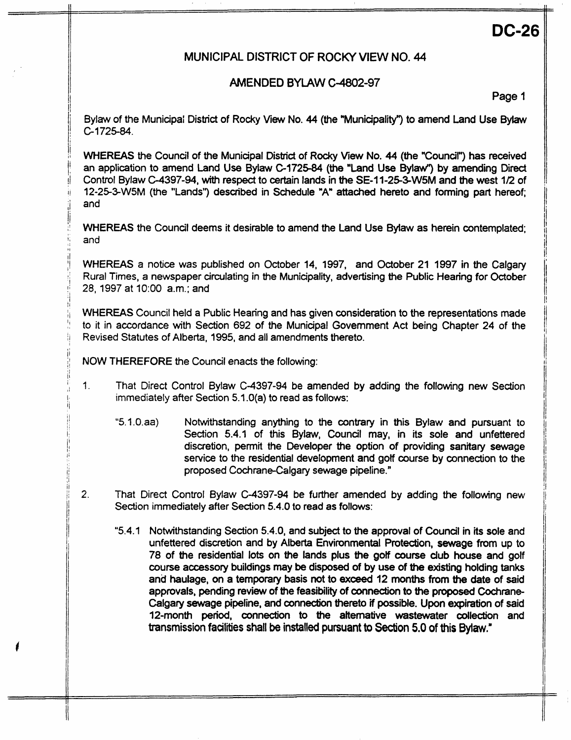**DC-26**

# MUNICIPAL DISTRICT OF ROCKY VIEW NO. 44

## AMENDED BYLAW C-4802-97

Bylaw of the Municipal District of Rocky View No. 44 (the "Municipality") to amend Land Use Bylaw C-1725-84.

**WHEREAS** the Council of the Municipal District of Rocky View No. 44 (the "Council") has received an application to amend Land Use Bylaw C-1725-84 (the "Land Use Bylaw") by amending Direct Control Bylaw C-4397-94, with respect to certain lands in the SE-11-25-3-W5M and the west 1/2 of 12-25-3-W5M (the "Lands") described in Schedule "A" attached hereto and forming part hereof; and

**WHEREAS** the Council deems it desirable to amend the Land Use Bylaw as herein contemplated; and

**WHEREAS** a notice was published on October 14, 1997, and October 21 1997 in the Calgary Rural Times, a newspaper circulating in the Municipality, advertising the Public Hearing for October 28, 1997 at 10:00 a.m.; and

**WHEREAS** Council held a Public Hearing and has given consideration to the representations made to it in accordance with Section 692 of the Municipal Government Act being Chapter 24 of the Revised Statutes of Alberta, 1995, and all amendments thereto.

**NOW THEREFORE** the Council enacts the following:

1. That Direct Control Bylaw C-4397-94 be amended by adding the following new Section immediately after Section 5.1.0(a) to read as follows:

   "5.1.0.aa) Notwithstanding anything to the contrary in this Bylaw and pursuant to Section 5.4.1 of this Bylaw, Council may, in its sole and unfettered discretion, permit the Developer the option of providing sanitary sewage service to the residential development and golf course by connection to the proposed Cochrane-Calgary sewage pipeline."

2. That Direct Control Bylaw C-4397-94 be further amended by adding the following new Section immediately after Section 5.4.0 to read as follows:

   "5.4.1 Notwithstanding Section 5.4.0, and subject to the approval of Council in its sole and unfettered discretion and by Alberta Environmental Protection, sewage from up to 78 of the residential lots on the lands plus the golf course club house and golf course accessory buildings may be disposed of by use of the existing holding tanks and haulage, on a temporary basis not to exceed 12 months from the date of said approvals, pending review of the feasibility of connection to the proposed Cochrane-Calgary sewage pipeline, and connection thereto if possible. Upon expiration of said 12-month period, connection to the alternative wastewater collection and transmission facilities shall be installed pursuant to Section 5.0 of this Bylaw."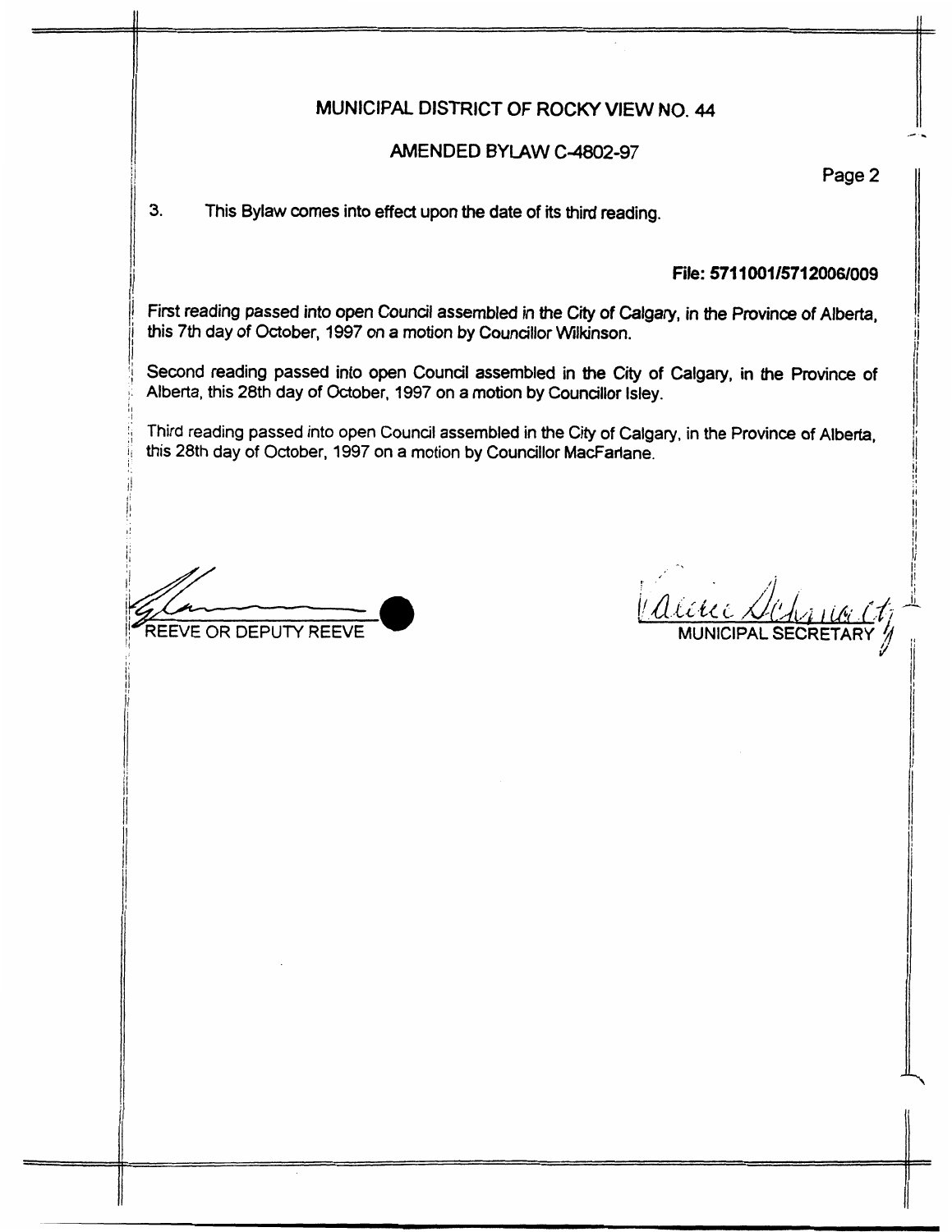MUNICIPAL DISTRICT OF ROCKY VIEW NO. 44

AMENDED BYLAW C-4802-97

3. This Bylaw comes into effect upon the date of its third reading.

**File: 5711001/5712006/009**

First reading passed into open Council assembled in the City of Calgary, in the Province of Alberta, this 7th day of October, 1997 on a motion by Councillor Wilkinson.

Second reading passed into open Council assembled in the City of Calgary, in the Province of Alberta, this 28th day of October, 1997 on a motion by Councillor Isley.

Third reading passed into open Council assembled in the City of Calgary, in the Province of Alberta, this 28th day of October, 1997 on a motion by Councillor MacFarlane.

REEVE OR DEPUTY REEVE

MUNICIPAL SECRETARY